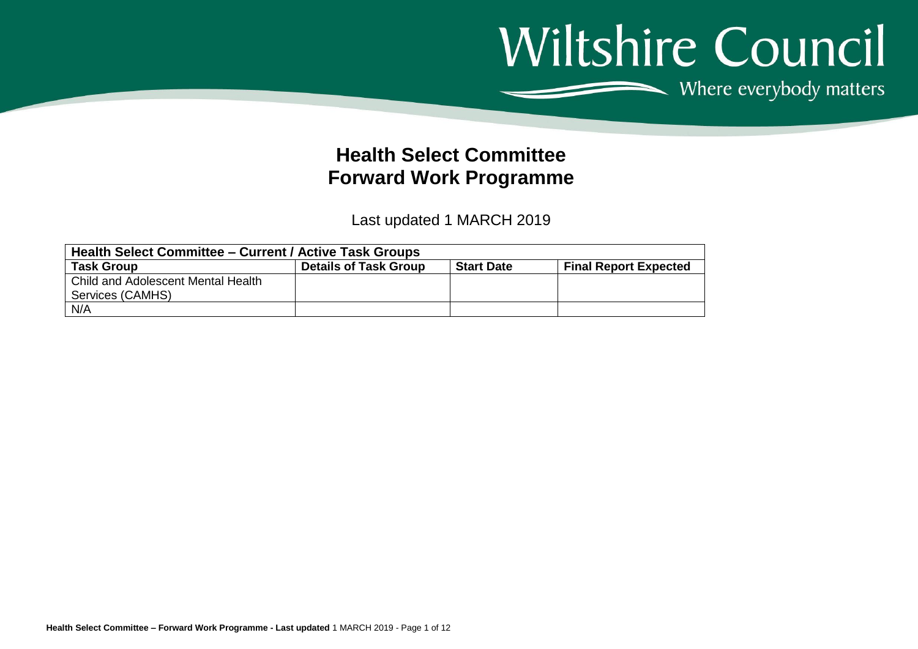Wiltshire Council

Where everybody matters

# Health Select Committee
# Forward Work Programme

Last updated 1 MARCH 2019

| Health Select Committee – Current / Active Task Groups | | | |
|---|---|---|---|
| **Task Group** | **Details of Task Group** | **Start Date** | **Final Report Expected** |
| Child and Adolescent Mental Health Services (CAMHS) | | | |
| N/A | | | |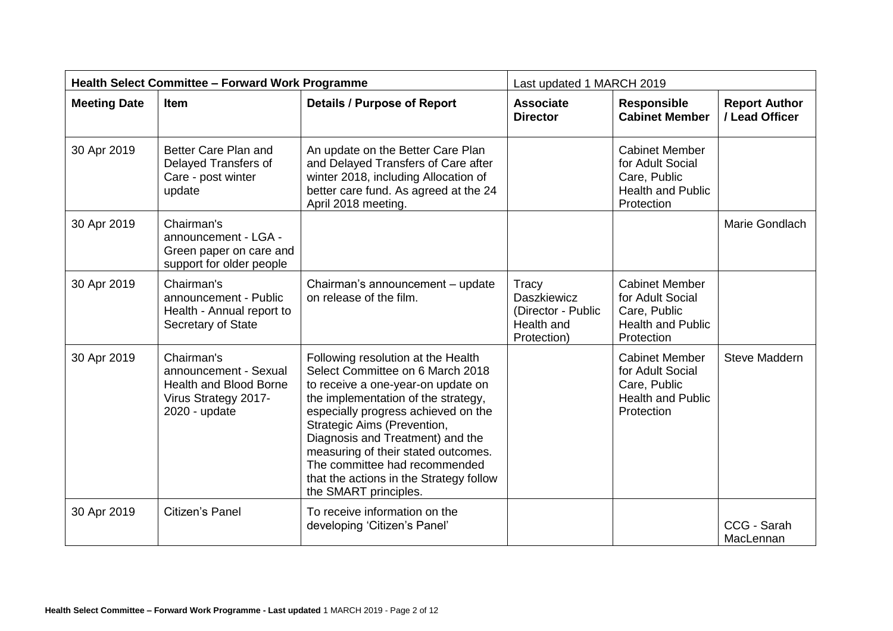| Health Select Committee – Forward Work Programme | | | Last updated 1 MARCH 2019 | | |
|---|---|---|---|---|---|
| **Meeting Date** | **Item** | **Details / Purpose of Report** | **Associate Director** | **Responsible Cabinet Member** | **Report Author / Lead Officer** |
| 30 Apr 2019 | Better Care Plan and Delayed Transfers of Care - post winter update | An update on the Better Care Plan and Delayed Transfers of Care after winter 2018, including Allocation of better care fund. As agreed at the 24 April 2018 meeting. | | Cabinet Member for Adult Social Care, Public Health and Public Protection | |
| 30 Apr 2019 | Chairman's announcement - LGA - Green paper on care and support for older people | | | | Marie Gondlach |
| 30 Apr 2019 | Chairman's announcement - Public Health - Annual report to Secretary of State | Chairman's announcement – update on release of the film. | Tracy Daszkiewicz (Director - Public Health and Protection) | Cabinet Member for Adult Social Care, Public Health and Public Protection | |
| 30 Apr 2019 | Chairman's announcement - Sexual Health and Blood Borne Virus Strategy 2017-2020 - update | Following resolution at the Health Select Committee on 6 March 2018 to receive a one-year-on update on the implementation of the strategy, especially progress achieved on the Strategic Aims (Prevention, Diagnosis and Treatment) and the measuring of their stated outcomes. The committee had recommended that the actions in the Strategy follow the SMART principles. | | Cabinet Member for Adult Social Care, Public Health and Public Protection | Steve Maddern |
| 30 Apr 2019 | Citizen's Panel | To receive information on the developing 'Citizen's Panel' | | | CCG - Sarah MacLennan |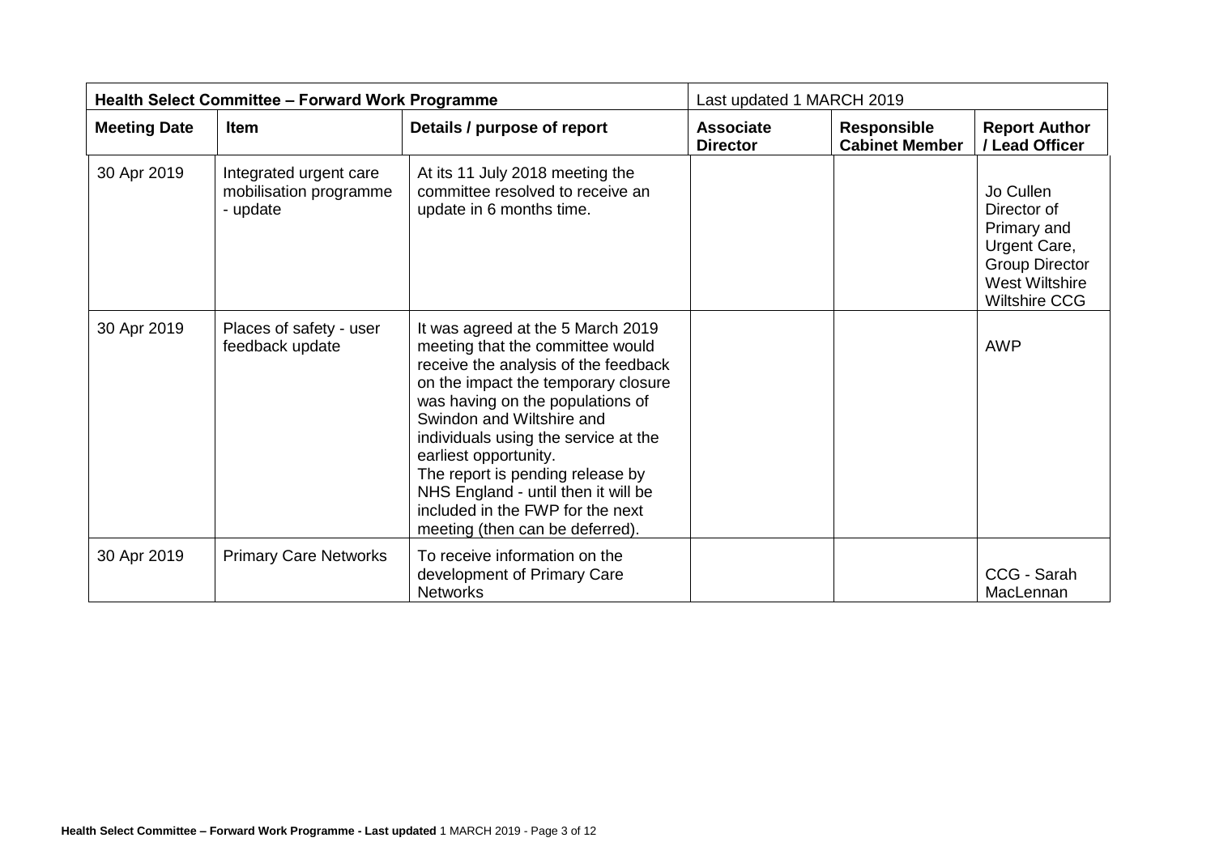| Health Select Committee – Forward Work Programme | | | Last updated 1 MARCH 2019 | | |
|---|---|---|---|---|---|
| **Meeting Date** | **Item** | **Details / purpose of report** | **Associate Director** | **Responsible Cabinet Member** | **Report Author / Lead Officer** |
| 30 Apr 2019 | Integrated urgent care mobilisation programme - update | At its 11 July 2018 meeting the committee resolved to receive an update in 6 months time. | | | Jo Cullen Director of Primary and Urgent Care, Group Director West Wiltshire Wiltshire CCG |
| 30 Apr 2019 | Places of safety - user feedback update | It was agreed at the 5 March 2019 meeting that the committee would receive the analysis of the feedback on the impact the temporary closure was having on the populations of Swindon and Wiltshire and individuals using the service at the earliest opportunity.<br>The report is pending release by NHS England - until then it will be included in the FWP for the next meeting (then can be deferred). | | | AWP |
| 30 Apr 2019 | Primary Care Networks | To receive information on the development of Primary Care Networks | | | CCG - Sarah MacLennan |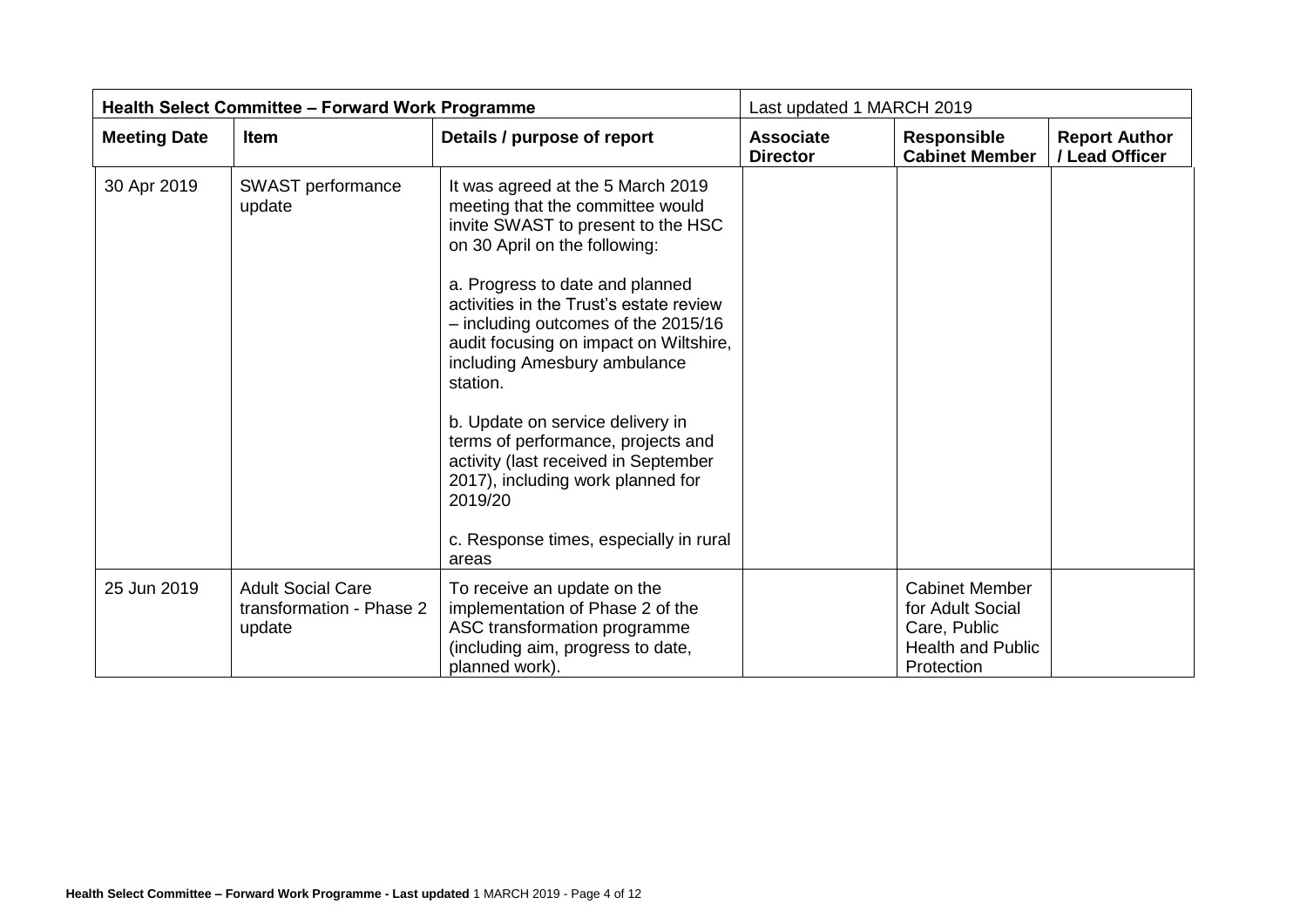| Health Select Committee – Forward Work Programme | | | Last updated 1 MARCH 2019 | | |
|---|---|---|---|---|---|
| **Meeting Date** | **Item** | **Details / purpose of report** | **Associate Director** | **Responsible Cabinet Member** | **Report Author / Lead Officer** |
| 30 Apr 2019 | SWAST performance update | It was agreed at the 5 March 2019 meeting that the committee would invite SWAST to present to the HSC on 30 April on the following:<br><br>a. Progress to date and planned activities in the Trust's estate review – including outcomes of the 2015/16 audit focusing on impact on Wiltshire, including Amesbury ambulance station.<br><br>b. Update on service delivery in terms of performance, projects and activity (last received in September 2017), including work planned for 2019/20<br><br>c. Response times, especially in rural areas | | | |
| 25 Jun 2019 | Adult Social Care transformation - Phase 2 update | To receive an update on the implementation of Phase 2 of the ASC transformation programme (including aim, progress to date, planned work). | | Cabinet Member for Adult Social Care, Public Health and Public Protection | |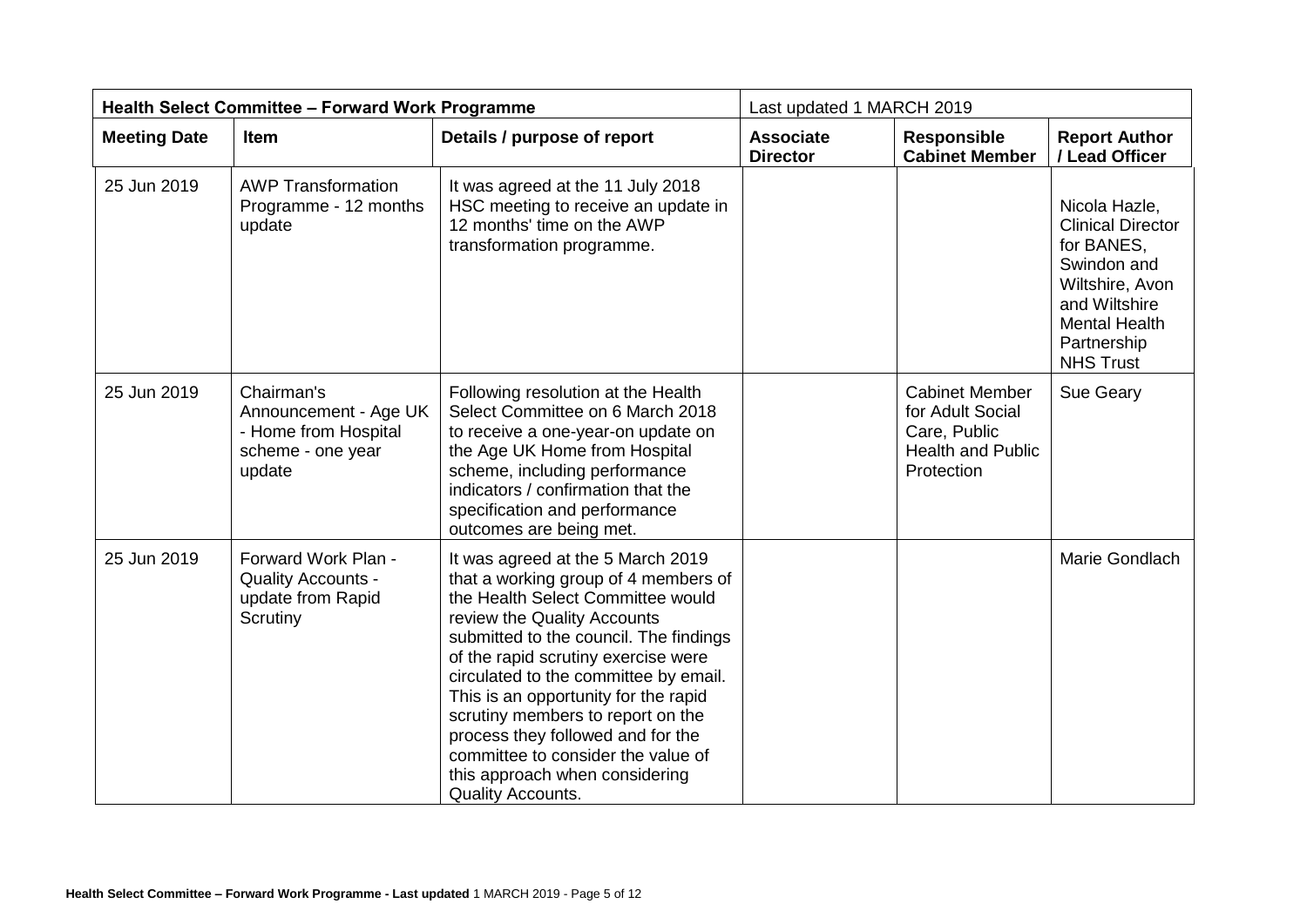| Health Select Committee – Forward Work Programme | | | Last updated 1 MARCH 2019 | | |
|---|---|---|---|---|---|
| **Meeting Date** | **Item** | **Details / purpose of report** | **Associate Director** | **Responsible Cabinet Member** | **Report Author / Lead Officer** |
| 25 Jun 2019 | AWP Transformation Programme - 12 months update | It was agreed at the 11 July 2018 HSC meeting to receive an update in 12 months' time on the AWP transformation programme. | | | Nicola Hazle, Clinical Director for BANES, Swindon and Wiltshire, Avon and Wiltshire Mental Health Partnership NHS Trust |
| 25 Jun 2019 | Chairman's Announcement - Age UK - Home from Hospital scheme - one year update | Following resolution at the Health Select Committee on 6 March 2018 to receive a one-year-on update on the Age UK Home from Hospital scheme, including performance indicators / confirmation that the specification and performance outcomes are being met. | | Cabinet Member for Adult Social Care, Public Health and Public Protection | Sue Geary |
| 25 Jun 2019 | Forward Work Plan - Quality Accounts - update from Rapid Scrutiny | It was agreed at the 5 March 2019 that a working group of 4 members of the Health Select Committee would review the Quality Accounts submitted to the council. The findings of the rapid scrutiny exercise were circulated to the committee by email. This is an opportunity for the rapid scrutiny members to report on the process they followed and for the committee to consider the value of this approach when considering Quality Accounts. | | | Marie Gondlach |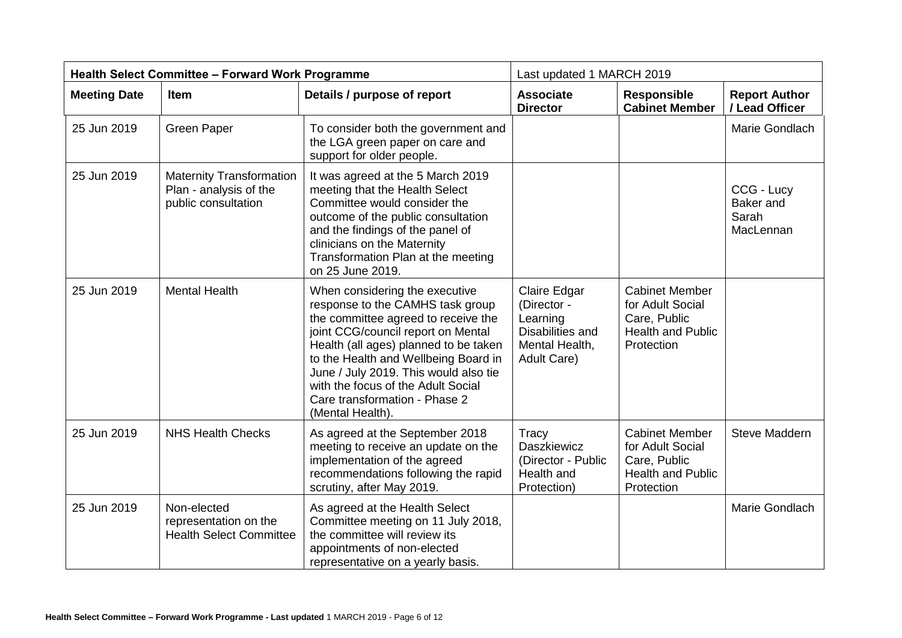| Health Select Committee – Forward Work Programme | | | Last updated 1 MARCH 2019 | | |
|---|---|---|---|---|---|
| **Meeting Date** | **Item** | **Details / purpose of report** | **Associate Director** | **Responsible Cabinet Member** | **Report Author / Lead Officer** |
| 25 Jun 2019 | Green Paper | To consider both the government and the LGA green paper on care and support for older people. | | | Marie Gondlach |
| 25 Jun 2019 | Maternity Transformation Plan - analysis of the public consultation | It was agreed at the 5 March 2019 meeting that the Health Select Committee would consider the outcome of the public consultation and the findings of the panel of clinicians on the Maternity Transformation Plan at the meeting on 25 June 2019. | | | CCG - Lucy Baker and Sarah MacLennan |
| 25 Jun 2019 | Mental Health | When considering the executive response to the CAMHS task group the committee agreed to receive the joint CCG/council report on Mental Health (all ages) planned to be taken to the Health and Wellbeing Board in June / July 2019. This would also tie with the focus of the Adult Social Care transformation - Phase 2 (Mental Health). | Claire Edgar (Director - Learning Disabilities and Mental Health, Adult Care) | Cabinet Member for Adult Social Care, Public Health and Public Protection | |
| 25 Jun 2019 | NHS Health Checks | As agreed at the September 2018 meeting to receive an update on the implementation of the agreed recommendations following the rapid scrutiny, after May 2019. | Tracy Daszkiewicz (Director - Public Health and Protection) | Cabinet Member for Adult Social Care, Public Health and Public Protection | Steve Maddern |
| 25 Jun 2019 | Non-elected representation on the Health Select Committee | As agreed at the Health Select Committee meeting on 11 July 2018, the committee will review its appointments of non-elected representative on a yearly basis. | | | Marie Gondlach |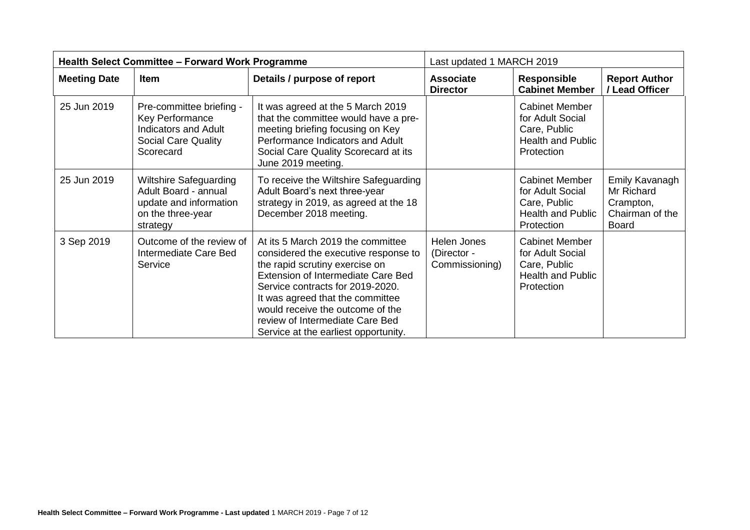| Health Select Committee – Forward Work Programme | | | Last updated 1 MARCH 2019 | | |
|---|---|---|---|---|---|
| **Meeting Date** | **Item** | **Details / purpose of report** | **Associate Director** | **Responsible Cabinet Member** | **Report Author / Lead Officer** |
| 25 Jun 2019 | Pre-committee briefing - Key Performance Indicators and Adult Social Care Quality Scorecard | It was agreed at the 5 March 2019 that the committee would have a pre-meeting briefing focusing on Key Performance Indicators and Adult Social Care Quality Scorecard at its June 2019 meeting. | | Cabinet Member for Adult Social Care, Public Health and Public Protection | |
| 25 Jun 2019 | Wiltshire Safeguarding Adult Board - annual update and information on the three-year strategy | To receive the Wiltshire Safeguarding Adult Board's next three-year strategy in 2019, as agreed at the 18 December 2018 meeting. | | Cabinet Member for Adult Social Care, Public Health and Public Protection | Emily Kavanagh Mr Richard Crampton, Chairman of the Board |
| 3 Sep 2019 | Outcome of the review of Intermediate Care Bed Service | At its 5 March 2019 the committee considered the executive response to the rapid scrutiny exercise on Extension of Intermediate Care Bed Service contracts for 2019-2020. It was agreed that the committee would receive the outcome of the review of Intermediate Care Bed Service at the earliest opportunity. | Helen Jones (Director - Commissioning) | Cabinet Member for Adult Social Care, Public Health and Public Protection | |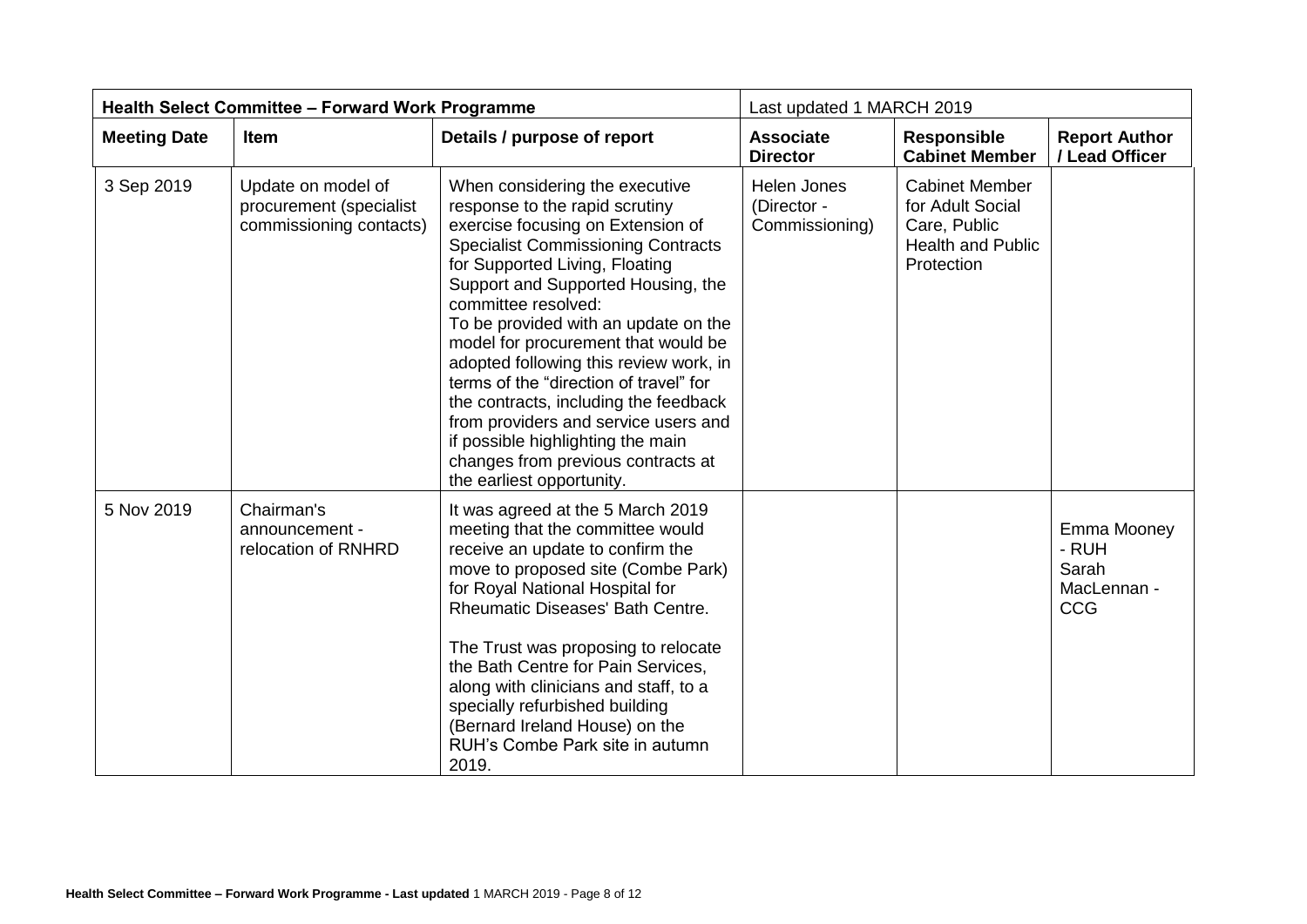| Health Select Committee – Forward Work Programme | | | Last updated 1 MARCH 2019 | | |
|---|---|---|---|---|---|
| **Meeting Date** | **Item** | **Details / purpose of report** | **Associate Director** | **Responsible Cabinet Member** | **Report Author / Lead Officer** |
| 3 Sep 2019 | Update on model of procurement (specialist commissioning contacts) | When considering the executive response to the rapid scrutiny exercise focusing on Extension of Specialist Commissioning Contracts for Supported Living, Floating Support and Supported Housing, the committee resolved: To be provided with an update on the model for procurement that would be adopted following this review work, in terms of the "direction of travel" for the contracts, including the feedback from providers and service users and if possible highlighting the main changes from previous contracts at the earliest opportunity. | Helen Jones (Director - Commissioning) | Cabinet Member for Adult Social Care, Public Health and Public Protection | |
| 5 Nov 2019 | Chairman's announcement - relocation of RNHRD | It was agreed at the 5 March 2019 meeting that the committee would receive an update to confirm the move to proposed site (Combe Park) for Royal National Hospital for Rheumatic Diseases' Bath Centre.<br><br>The Trust was proposing to relocate the Bath Centre for Pain Services, along with clinicians and staff, to a specially refurbished building (Bernard Ireland House) on the RUH's Combe Park site in autumn 2019. | | | Emma Mooney - RUH<br>Sarah MacLennan - CCG |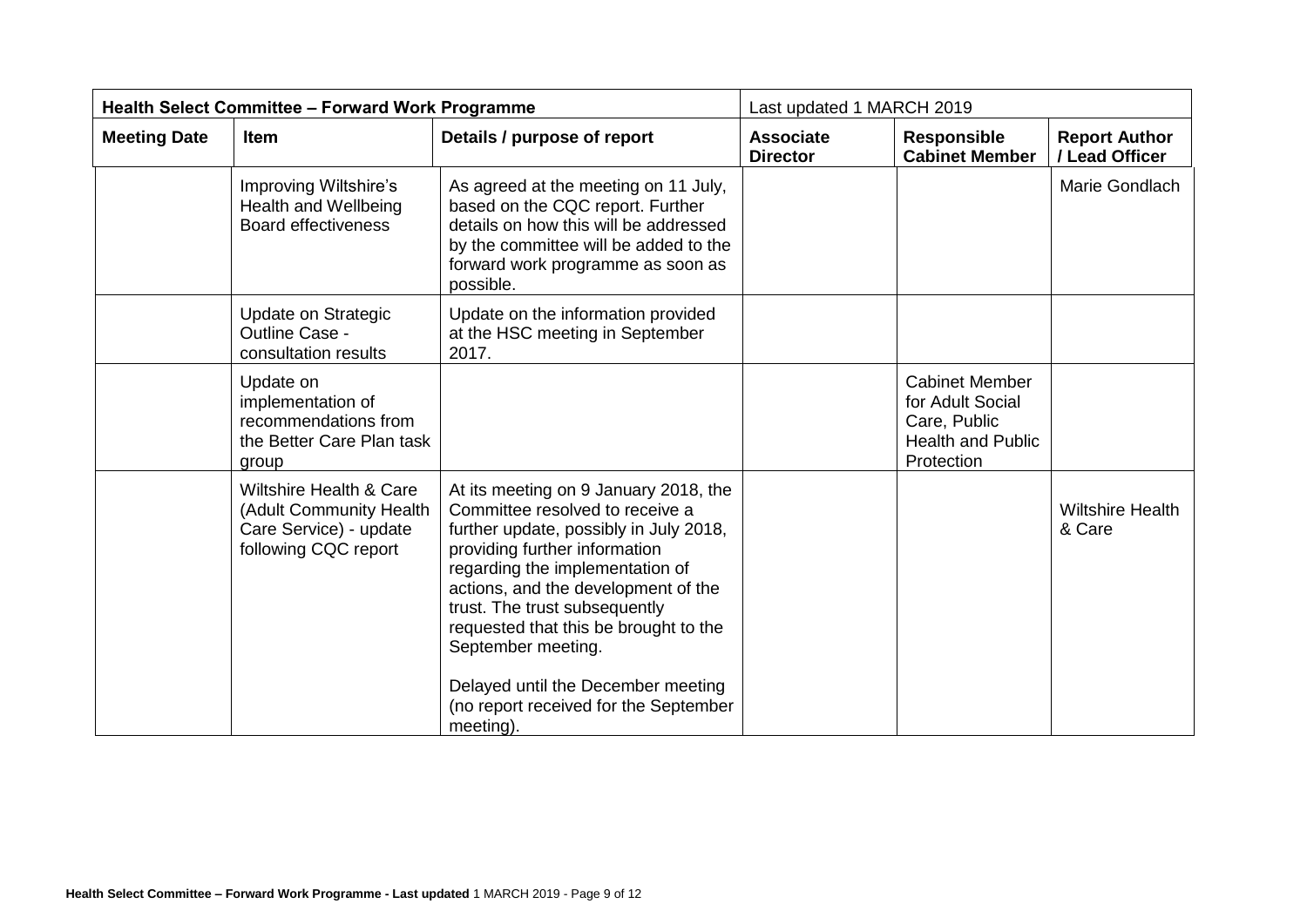| Health Select Committee – Forward Work Programme | | | Last updated 1 MARCH 2019 | | |
|---|---|---|---|---|---|
| **Meeting Date** | **Item** | **Details / purpose of report** | **Associate Director** | **Responsible Cabinet Member** | **Report Author / Lead Officer** |
| | Improving Wiltshire's Health and Wellbeing Board effectiveness | As agreed at the meeting on 11 July, based on the CQC report. Further details on how this will be addressed by the committee will be added to the forward work programme as soon as possible. | | | Marie Gondlach |
| | Update on Strategic Outline Case - consultation results | Update on the information provided at the HSC meeting in September 2017. | | | |
| | Update on implementation of recommendations from the Better Care Plan task group | | | Cabinet Member for Adult Social Care, Public Health and Public Protection | |
| | Wiltshire Health & Care (Adult Community Health Care Service) - update following CQC report | At its meeting on 9 January 2018, the Committee resolved to receive a further update, possibly in July 2018, providing further information regarding the implementation of actions, and the development of the trust. The trust subsequently requested that this be brought to the September meeting.<br><br>Delayed until the December meeting (no report received for the September meeting). | | | Wiltshire Health & Care |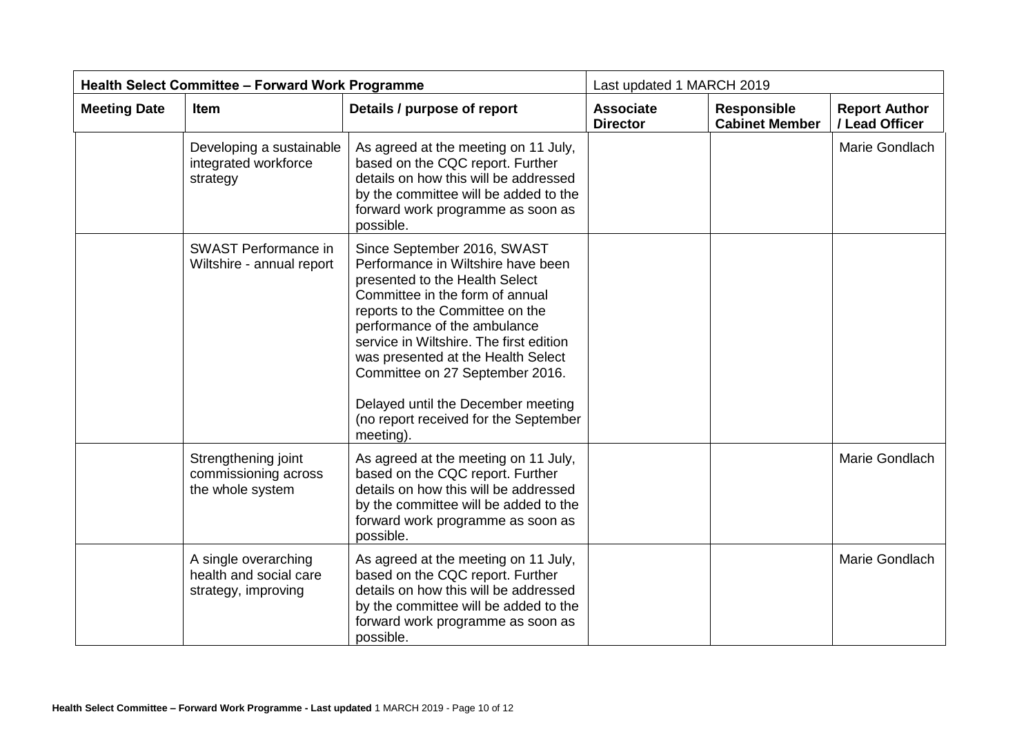| Health Select Committee – Forward Work Programme | | | Last updated 1 MARCH 2019 | | |
|---|---|---|---|---|---|
| **Meeting Date** | **Item** | **Details / purpose of report** | **Associate Director** | **Responsible Cabinet Member** | **Report Author / Lead Officer** |
| | Developing a sustainable integrated workforce strategy | As agreed at the meeting on 11 July, based on the CQC report. Further details on how this will be addressed by the committee will be added to the forward work programme as soon as possible. | | | Marie Gondlach |
| | SWAST Performance in Wiltshire - annual report | Since September 2016, SWAST Performance in Wiltshire have been presented to the Health Select Committee in the form of annual reports to the Committee on the performance of the ambulance service in Wiltshire. The first edition was presented at the Health Select Committee on 27 September 2016.<br><br>Delayed until the December meeting (no report received for the September meeting). | | | |
| | Strengthening joint commissioning across the whole system | As agreed at the meeting on 11 July, based on the CQC report. Further details on how this will be addressed by the committee will be added to the forward work programme as soon as possible. | | | Marie Gondlach |
| | A single overarching health and social care strategy, improving | As agreed at the meeting on 11 July, based on the CQC report. Further details on how this will be addressed by the committee will be added to the forward work programme as soon as possible. | | | Marie Gondlach |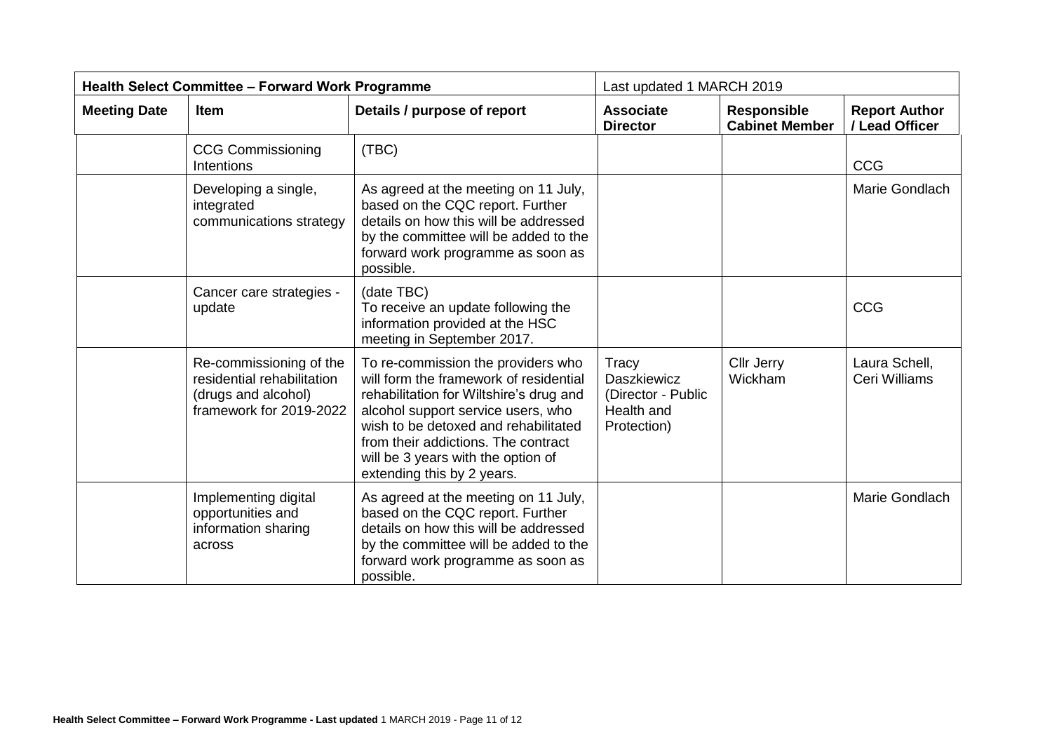| Health Select Committee – Forward Work Programme | | | Last updated 1 MARCH 2019 | | |
|---|---|---|---|---|---|
| **Meeting Date** | **Item** | **Details / purpose of report** | **Associate Director** | **Responsible Cabinet Member** | **Report Author / Lead Officer** |
| | CCG Commissioning Intentions | (TBC) | | | CCG |
| | Developing a single, integrated communications strategy | As agreed at the meeting on 11 July, based on the CQC report. Further details on how this will be addressed by the committee will be added to the forward work programme as soon as possible. | | | Marie Gondlach |
| | Cancer care strategies - update | (date TBC) To receive an update following the information provided at the HSC meeting in September 2017. | | | CCG |
| | Re-commissioning of the residential rehabilitation (drugs and alcohol) framework for 2019-2022 | To re-commission the providers who will form the framework of residential rehabilitation for Wiltshire's drug and alcohol support service users, who wish to be detoxed and rehabilitated from their addictions. The contract will be 3 years with the option of extending this by 2 years. | Tracy Daszkiewicz (Director - Public Health and Protection) | Cllr Jerry Wickham | Laura Schell, Ceri Williams |
| | Implementing digital opportunities and information sharing across | As agreed at the meeting on 11 July, based on the CQC report. Further details on how this will be addressed by the committee will be added to the forward work programme as soon as possible. | | | Marie Gondlach |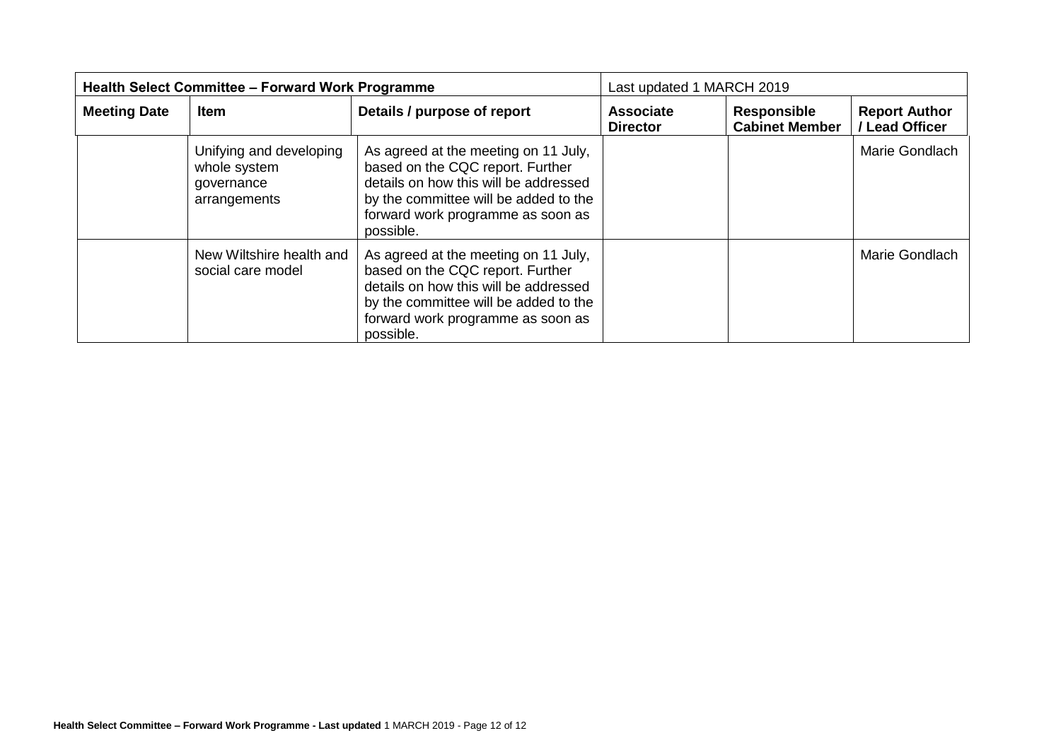| Health Select Committee – Forward Work Programme | | | Last updated 1 MARCH 2019 | | |
| --- | --- | --- | --- | --- | --- |
| **Meeting Date** | **Item** | **Details / purpose of report** | **Associate Director** | **Responsible Cabinet Member** | **Report Author / Lead Officer** |
| | Unifying and developing whole system governance arrangements | As agreed at the meeting on 11 July, based on the CQC report. Further details on how this will be addressed by the committee will be added to the forward work programme as soon as possible. | | | Marie Gondlach |
| | New Wiltshire health and social care model | As agreed at the meeting on 11 July, based on the CQC report. Further details on how this will be addressed by the committee will be added to the forward work programme as soon as possible. | | | Marie Gondlach |